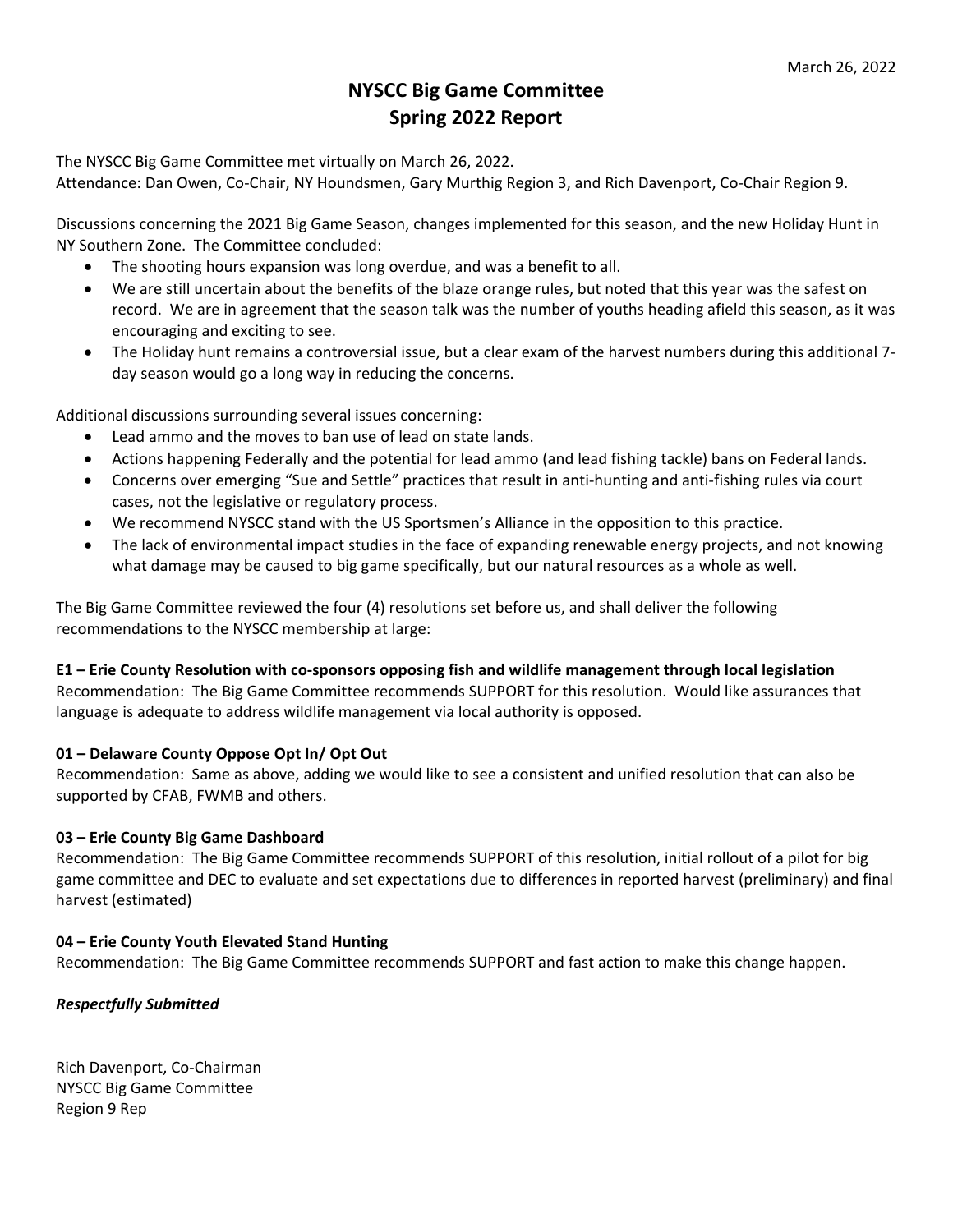March 26, 2022

# NYSCC Big Game Committee
# Spring 2022 Report

The NYSCC Big Game Committee met virtually on March 26, 2022.
Attendance: Dan Owen, Co-Chair, NY Houndsmen, Gary Murthig Region 3, and Rich Davenport, Co-Chair Region 9.

Discussions concerning the 2021 Big Game Season, changes implemented for this season, and the new Holiday Hunt in NY Southern Zone. The Committee concluded:

- The shooting hours expansion was long overdue, and was a benefit to all.
- We are still uncertain about the benefits of the blaze orange rules, but noted that this year was the safest on record. We are in agreement that the season talk was the number of youths heading afield this season, as it was encouraging and exciting to see.
- The Holiday hunt remains a controversial issue, but a clear exam of the harvest numbers during this additional 7-day season would go a long way in reducing the concerns.

Additional discussions surrounding several issues concerning:

- Lead ammo and the moves to ban use of lead on state lands.
- Actions happening Federally and the potential for lead ammo (and lead fishing tackle) bans on Federal lands.
- Concerns over emerging "Sue and Settle" practices that result in anti-hunting and anti-fishing rules via court cases, not the legislative or regulatory process.
- We recommend NYSCC stand with the US Sportsmen's Alliance in the opposition to this practice.
- The lack of environmental impact studies in the face of expanding renewable energy projects, and not knowing what damage may be caused to big game specifically, but our natural resources as a whole as well.

The Big Game Committee reviewed the four (4) resolutions set before us, and shall deliver the following recommendations to the NYSCC membership at large:

**E1 – Erie County Resolution with co-sponsors opposing fish and wildlife management through local legislation**
Recommendation: The Big Game Committee recommends SUPPORT for this resolution. Would like assurances that language is adequate to address wildlife management via local authority is opposed.

**01 – Delaware County Oppose Opt In/ Opt Out**
Recommendation: Same as above, adding we would like to see a consistent and unified resolution that can also be supported by CFAB, FWMB and others.

**03 – Erie County Big Game Dashboard**
Recommendation: The Big Game Committee recommends SUPPORT of this resolution, initial rollout of a pilot for big game committee and DEC to evaluate and set expectations due to differences in reported harvest (preliminary) and final harvest (estimated)

**04 – Erie County Youth Elevated Stand Hunting**
Recommendation: The Big Game Committee recommends SUPPORT and fast action to make this change happen.

***Respectfully Submitted***

Rich Davenport, Co-Chairman
NYSCC Big Game Committee
Region 9 Rep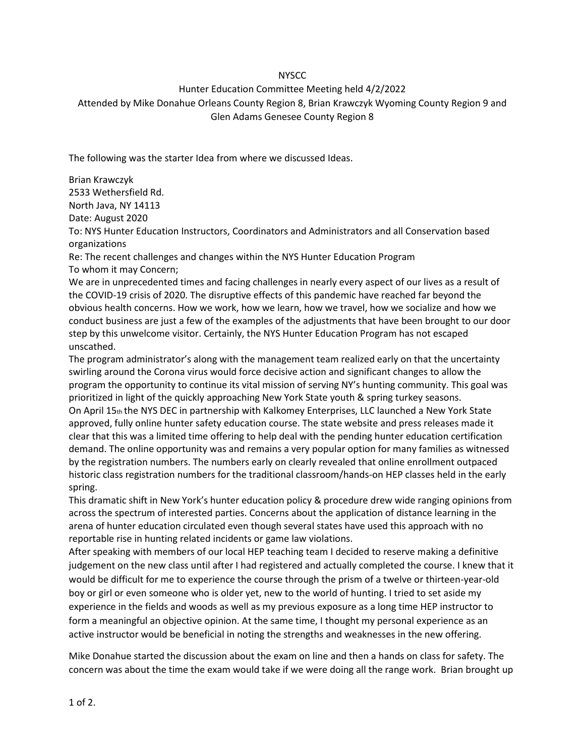NYSCC

Hunter Education Committee Meeting held 4/2/2022

Attended by Mike Donahue Orleans County Region 8, Brian Krawczyk Wyoming County Region 9 and Glen Adams Genesee County Region 8

The following was the starter Idea from where we discussed Ideas.

Brian Krawczyk
2533 Wethersfield Rd.
North Java, NY 14113
Date: August 2020
To: NYS Hunter Education Instructors, Coordinators and Administrators and all Conservation based organizations
Re: The recent challenges and changes within the NYS Hunter Education Program
To whom it may Concern;

We are in unprecedented times and facing challenges in nearly every aspect of our lives as a result of the COVID-19 crisis of 2020. The disruptive effects of this pandemic have reached far beyond the obvious health concerns. How we work, how we learn, how we travel, how we socialize and how we conduct business are just a few of the examples of the adjustments that have been brought to our door step by this unwelcome visitor. Certainly, the NYS Hunter Education Program has not escaped unscathed.

The program administrator's along with the management team realized early on that the uncertainty swirling around the Corona virus would force decisive action and significant changes to allow the program the opportunity to continue its vital mission of serving NY's hunting community. This goal was prioritized in light of the quickly approaching New York State youth & spring turkey seasons.

On April 15th the NYS DEC in partnership with Kalkomey Enterprises, LLC launched a New York State approved, fully online hunter safety education course. The state website and press releases made it clear that this was a limited time offering to help deal with the pending hunter education certification demand. The online opportunity was and remains a very popular option for many families as witnessed by the registration numbers. The numbers early on clearly revealed that online enrollment outpaced historic class registration numbers for the traditional classroom/hands-on HEP classes held in the early spring.

This dramatic shift in New York's hunter education policy & procedure drew wide ranging opinions from across the spectrum of interested parties. Concerns about the application of distance learning in the arena of hunter education circulated even though several states have used this approach with no reportable rise in hunting related incidents or game law violations.

After speaking with members of our local HEP teaching team I decided to reserve making a definitive judgement on the new class until after I had registered and actually completed the course. I knew that it would be difficult for me to experience the course through the prism of a twelve or thirteen-year-old boy or girl or even someone who is older yet, new to the world of hunting. I tried to set aside my experience in the fields and woods as well as my previous exposure as a long time HEP instructor to form a meaningful an objective opinion. At the same time, I thought my personal experience as an active instructor would be beneficial in noting the strengths and weaknesses in the new offering.

Mike Donahue started the discussion about the exam on line and then a hands on class for safety. The concern was about the time the exam would take if we were doing all the range work. Brian brought up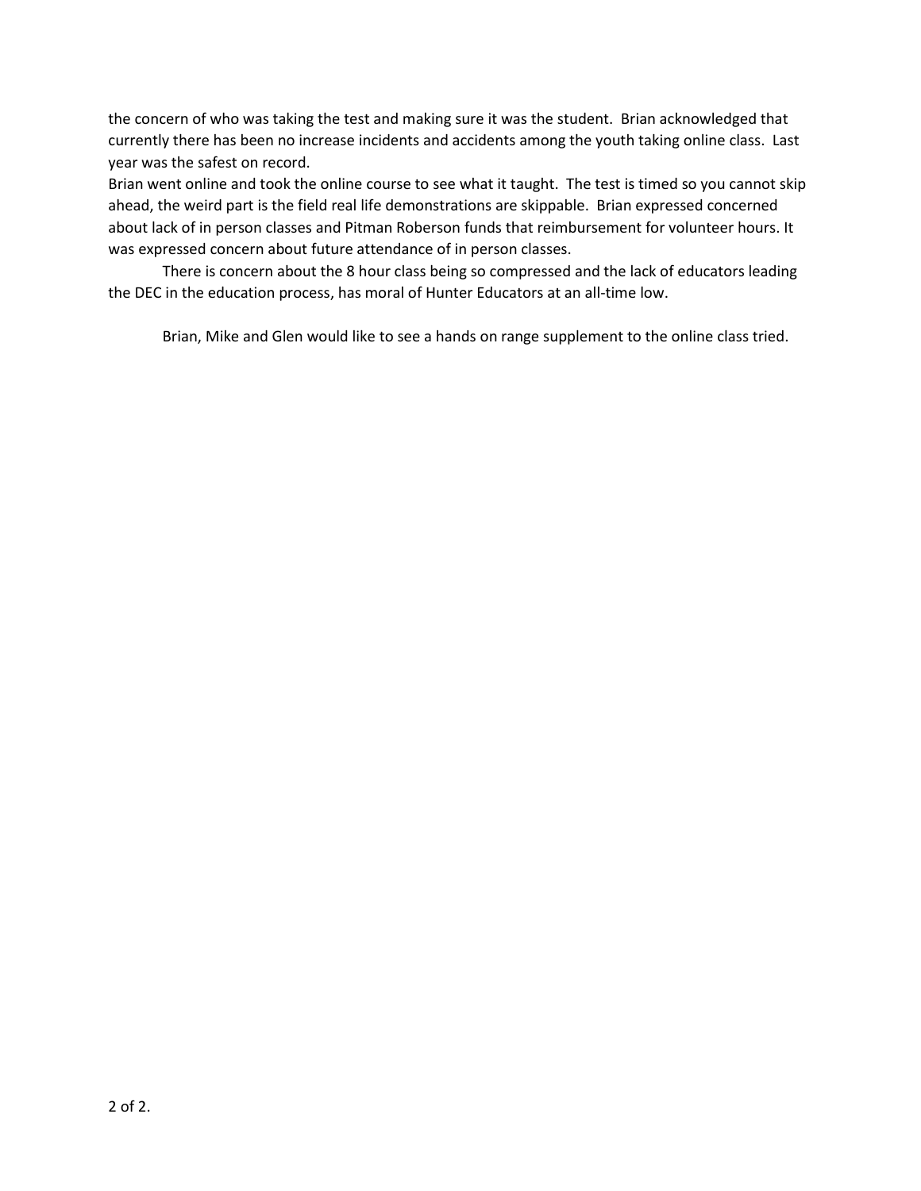the concern of who was taking the test and making sure it was the student. Brian acknowledged that currently there has been no increase incidents and accidents among the youth taking online class. Last year was the safest on record.

Brian went online and took the online course to see what it taught. The test is timed so you cannot skip ahead, the weird part is the field real life demonstrations are skippable. Brian expressed concerned about lack of in person classes and Pitman Roberson funds that reimbursement for volunteer hours. It was expressed concern about future attendance of in person classes.

There is concern about the 8 hour class being so compressed and the lack of educators leading the DEC in the education process, has moral of Hunter Educators at an all-time low.

Brian, Mike and Glen would like to see a hands on range supplement to the online class tried.